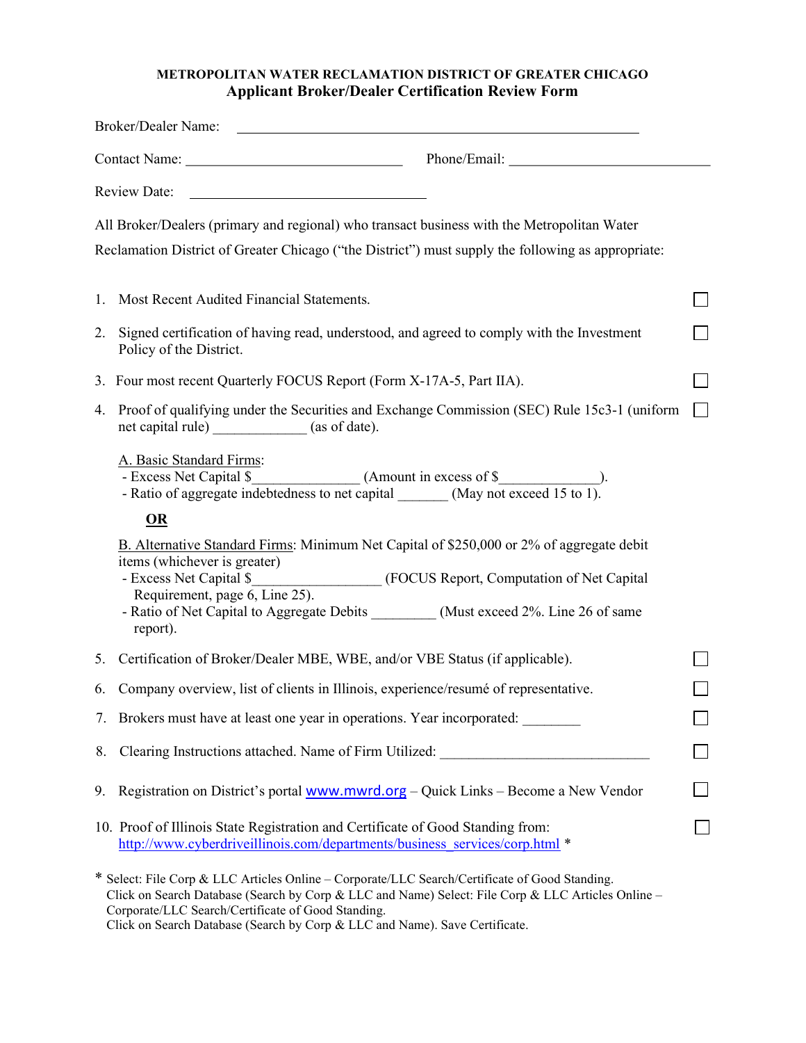**METROPOLITAN WATER RECLAMATION DISTRICT OF GREATER CHICAGO**

# Applicant Broker/Dealer Certification Review Form

Broker/Dealer Name: ______________________________________________________

Contact Name: ______________________________ Phone/Email: ____________________________

Review Date: __________________________________

All Broker/Dealers (primary and regional) who transact business with the Metropolitan Water Reclamation District of Greater Chicago ("the District") must supply the following as appropriate:

1. Most Recent Audited Financial Statements. ☐

2. Signed certification of having read, understood, and agreed to comply with the Investment Policy of the District. ☐

3. Four most recent Quarterly FOCUS Report (Form X-17A-5, Part IIA). ☐

4. Proof of qualifying under the Securities and Exchange Commission (SEC) Rule 15c3-1 (uniform net capital rule) _____________ (as of date). ☐

   A. Basic Standard Firms:
   - Excess Net Capital $_______________ (Amount in excess of $______________).
   - Ratio of aggregate indebtedness to net capital _______ (May not exceed 15 to 1).

   **OR**

   B. Alternative Standard Firms: Minimum Net Capital of $250,000 or 2% of aggregate debit items (whichever is greater)
   - Excess Net Capital $_________________ (FOCUS Report, Computation of Net Capital Requirement, page 6, Line 25).
   - Ratio of Net Capital to Aggregate Debits _________ (Must exceed 2%. Line 26 of same report).

5. Certification of Broker/Dealer MBE, WBE, and/or VBE Status (if applicable). ☐

6. Company overview, list of clients in Illinois, experience/resumé of representative. ☐

7. Brokers must have at least one year in operations. Year incorporated: ________ ☐

8. Clearing Instructions attached. Name of Firm Utilized: _____________________________ ☐

9. Registration on District's portal www.mwrd.org – Quick Links – Become a New Vendor ☐

10. Proof of Illinois State Registration and Certificate of Good Standing from: http://www.cyberdriveillinois.com/departments/business_services/corp.html * ☐

\* Select: File Corp & LLC Articles Online – Corporate/LLC Search/Certificate of Good Standing.
Click on Search Database (Search by Corp & LLC and Name) Select: File Corp & LLC Articles Online – Corporate/LLC Search/Certificate of Good Standing.
Click on Search Database (Search by Corp & LLC and Name). Save Certificate.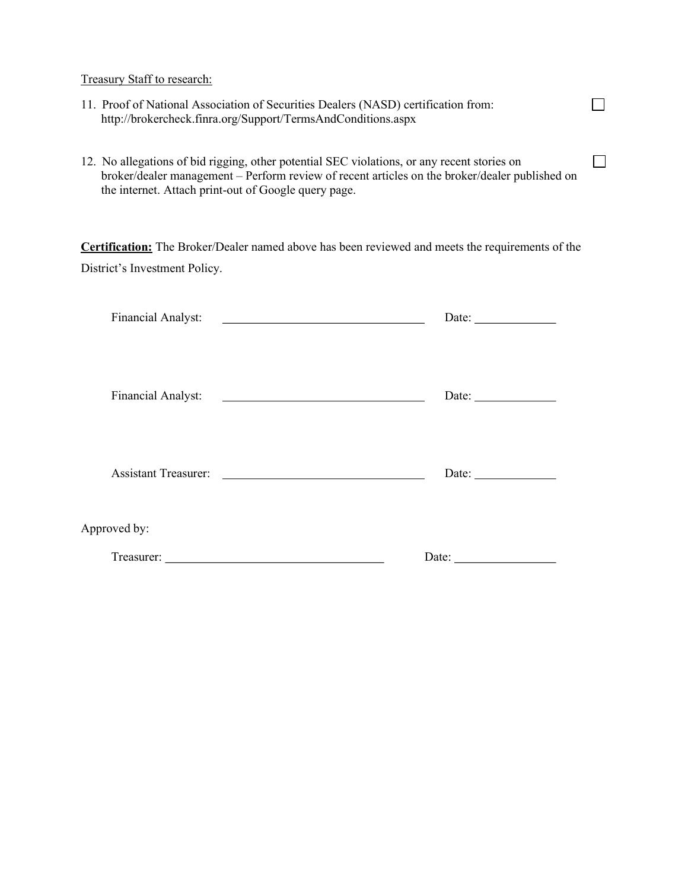Treasury Staff to research:

11. Proof of National Association of Securities Dealers (NASD) certification from: http://brokercheck.finra.org/Support/TermsAndConditions.aspx ☐

12. No allegations of bid rigging, other potential SEC violations, or any recent stories on broker/dealer management – Perform review of recent articles on the broker/dealer published on the internet. Attach print-out of Google query page. ☐

**Certification:** The Broker/Dealer named above has been reviewed and meets the requirements of the District's Investment Policy.

Financial Analyst: ______________________________ Date: ____________

Financial Analyst: ______________________________ Date: ____________

Assistant Treasurer: ______________________________ Date: ____________

Approved by:

Treasurer: ______________________________ Date: ______________